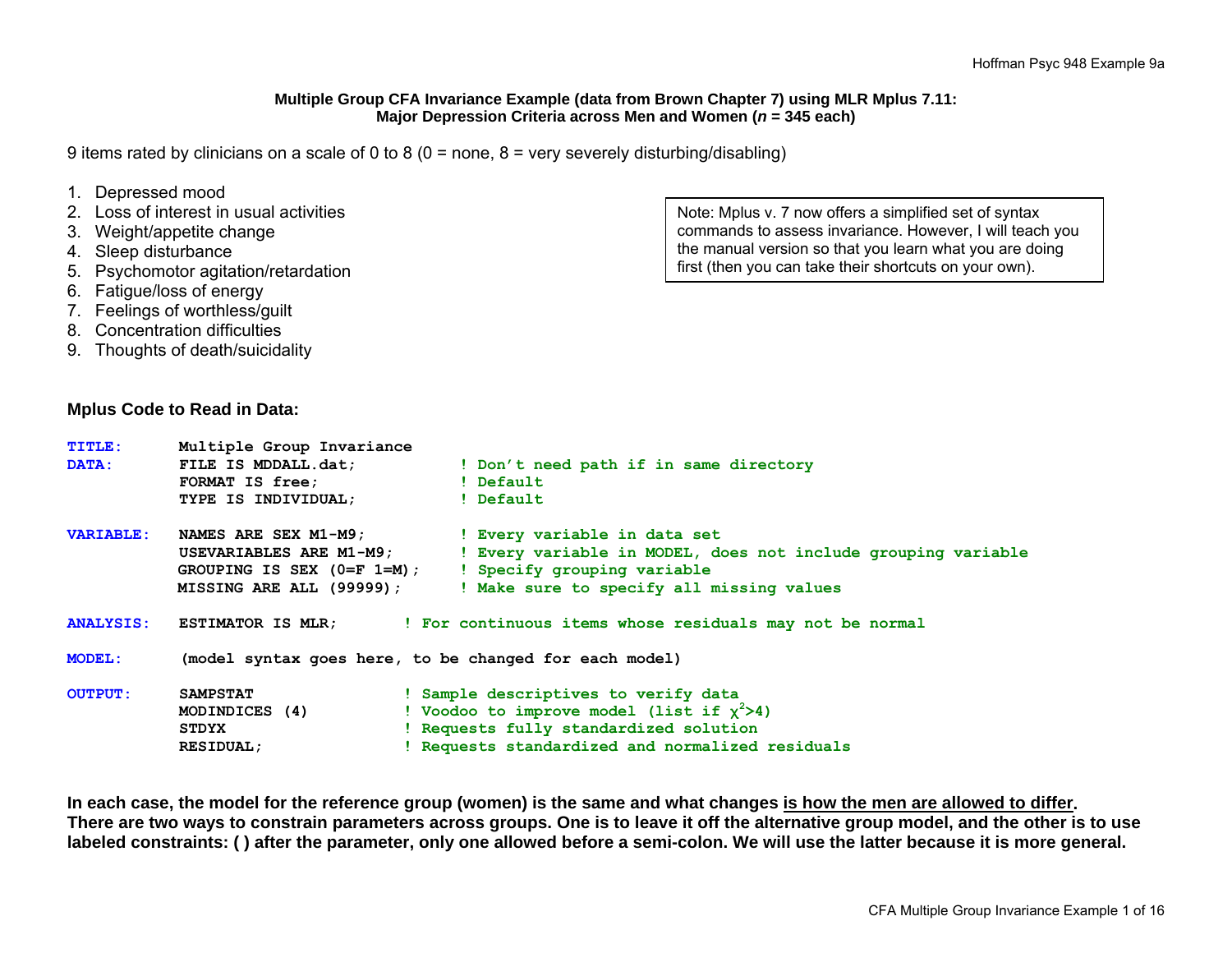**Multiple Group CFA Invariance Example (data from Brown Chapter 7) using MLR Mplus 7.11: Major Depression Criteria across Men and Women (*n* = 345 each)**

9 items rated by clinicians on a scale of 0 to 8 (0 = none, 8 = very severely disturbing/disabling)

1. Depressed mood
2. Loss of interest in usual activities
3. Weight/appetite change
4. Sleep disturbance
5. Psychomotor agitation/retardation
6. Fatigue/loss of energy
7. Feelings of worthless/guilt
8. Concentration difficulties
9. Thoughts of death/suicidality

> Note: Mplus v. 7 now offers a simplified set of syntax commands to assess invariance. However, I will teach you the manual version so that you learn what you are doing first (then you can take their shortcuts on your own).

**Mplus Code to Read in Data:**

```
TITLE:      Multiple Group Invariance
DATA:       FILE IS MDDALL.dat;           ! Don't need path if in same directory
            FORMAT IS free;               ! Default
            TYPE IS INDIVIDUAL;           ! Default

VARIABLE:   NAMES ARE SEX M1-M9;          ! Every variable in data set
            USEVARIABLES ARE M1-M9;       ! Every variable in MODEL, does not include grouping variable
            GROUPING IS SEX (0=F 1=M);    ! Specify grouping variable
            MISSING ARE ALL (99999);      ! Make sure to specify all missing values

ANALYSIS:   ESTIMATOR IS MLR;        ! For continuous items whose residuals may not be normal

MODEL:      (model syntax goes here, to be changed for each model)

OUTPUT:     SAMPSTAT                 ! Sample descriptives to verify data
            MODINDICES (4)           ! Voodoo to improve model (list if χ²>4)
            STDYX                    ! Requests fully standardized solution
            RESIDUAL;                ! Requests standardized and normalized residuals
```

**In each case, the model for the reference group (women) is the same and what changes <u>is how the men are allowed to differ</u>. There are two ways to constrain parameters across groups. One is to leave it off the alternative group model, and the other is to use labeled constraints: ( ) after the parameter, only one allowed before a semi-colon. We will use the latter because it is more general.**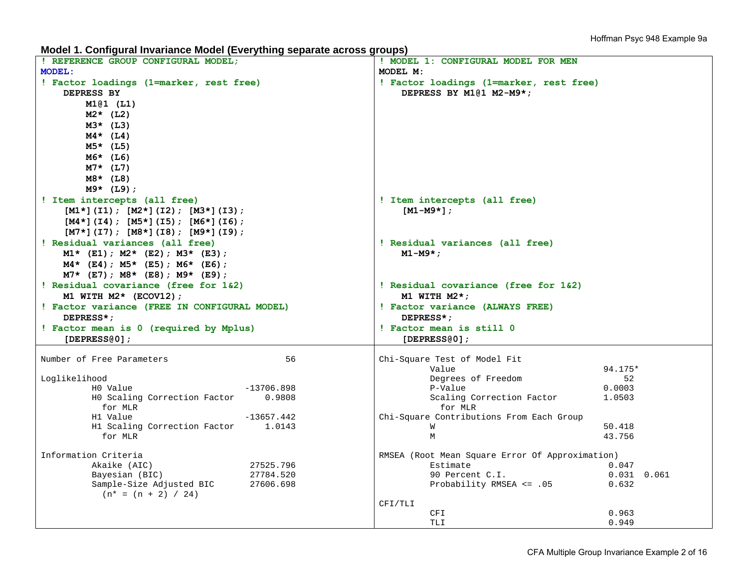### Model 1. Configural Invariance Model (Everything separate across groups)

```
! REFERENCE GROUP CONFIGURAL MODEL;
MODEL:
! Factor loadings (1=marker, rest free)
    DEPRESS BY
        M1@1 (L1)
        M2* (L2)
        M3* (L3)
        M4* (L4)
        M5* (L5)
        M6* (L6)
        M7* (L7)
        M8* (L8)
        M9* (L9);
! Item intercepts (all free)
    [M1*](I1); [M2*](I2); [M3*](I3);
    [M4*](I4); [M5*](I5); [M6*](I6);
    [M7*](I7); [M8*](I8); [M9*](I9);
! Residual variances (all free)
    M1* (E1); M2* (E2); M3* (E3);
    M4* (E4); M5* (E5); M6* (E6);
    M7* (E7); M8* (E8); M9* (E9);
! Residual covariance (free for 1&2)
    M1 WITH M2* (ECOV12);
! Factor variance (FREE IN CONFIGURAL MODEL)
    DEPRESS*;
! Factor mean is 0 (required by Mplus)
    [DEPRESS@0];
```

```
! MODEL 1: CONFIGURAL MODEL FOR MEN
MODEL M:
! Factor loadings (1=marker, rest free)
    DEPRESS BY M1@1 M2-M9*;

! Item intercepts (all free)
    [M1-M9*];

! Residual variances (all free)
    M1-M9*;

! Residual covariance (free for 1&2)
    M1 WITH M2*;
! Factor variance (ALWAYS FREE)
    DEPRESS*;
! Factor mean is still 0
    [DEPRESS@0];
```

```
Number of Free Parameters                      56

Loglikelihood
          H0 Value                     -13706.898
          H0 Scaling Correction Factor     0.9808
            for MLR
          H1 Value                     -13657.442
          H1 Scaling Correction Factor     1.0143
            for MLR

Information Criteria
          Akaike (AIC)                  27525.796
          Bayesian (BIC)                27784.520
          Sample-Size Adjusted BIC      27606.698
            (n* = (n + 2) / 24)
```

```
Chi-Square Test of Model Fit
          Value                            94.175*
          Degrees of Freedom                   52
          P-Value                          0.0003
          Scaling Correction Factor        1.0503
            for MLR
Chi-Square Contributions From Each Group
          W                                50.418
          M                                43.756

RMSEA (Root Mean Square Error Of Approximation)
          Estimate                          0.047
          90 Percent C.I.                   0.031  0.061
          Probability RMSEA <= .05          0.632

CFI/TLI
          CFI                               0.963
          TLI                               0.949
```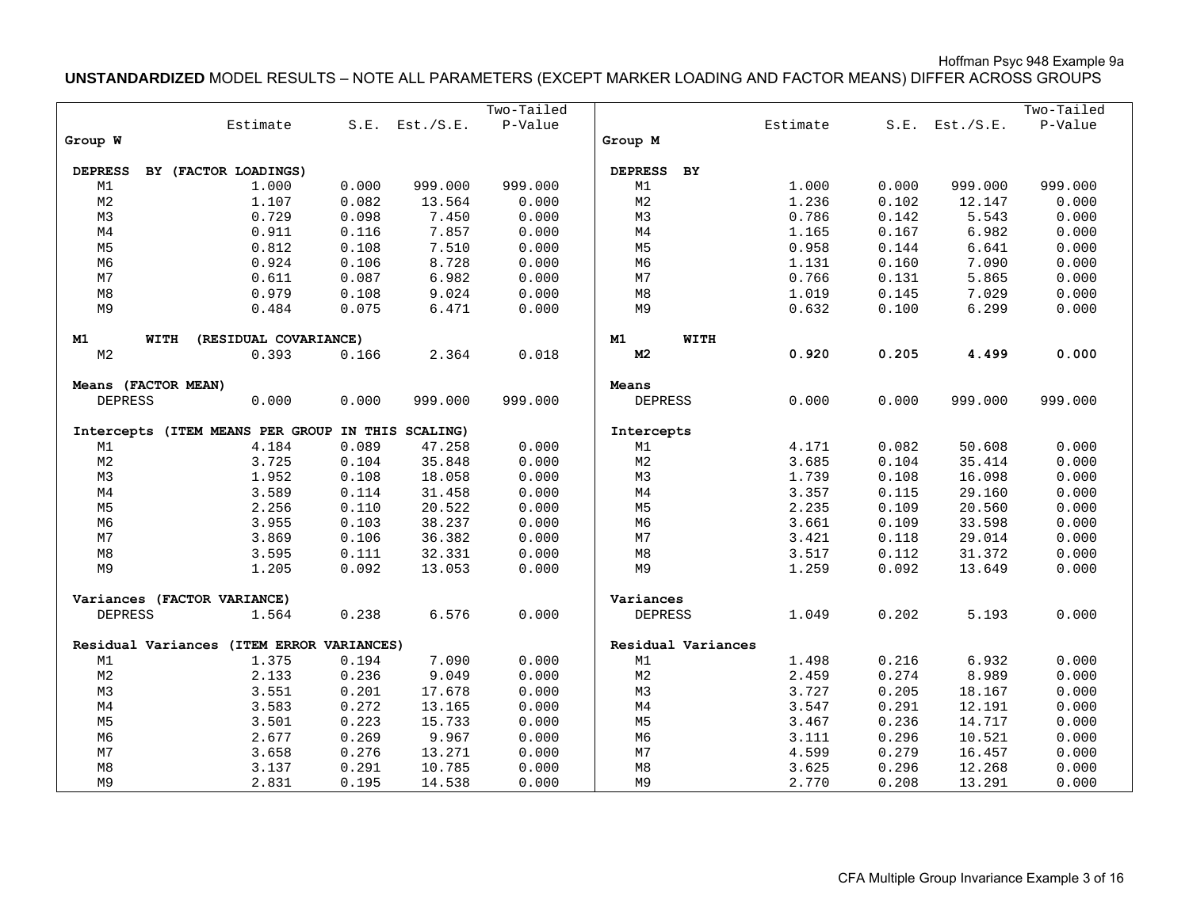**UNSTANDARDIZED** MODEL RESULTS – NOTE ALL PARAMETERS (EXCEPT MARKER LOADING AND FACTOR MEANS) DIFFER ACROSS GROUPS

| | Estimate | S.E. | Est./S.E. | Two-Tailed P-Value | | Estimate | S.E. | Est./S.E. | Two-Tailed P-Value |
|---|---|---|---|---|---|---|---|---|---|
| **Group W** | | | | | **Group M** | | | | |
| **DEPRESS BY (FACTOR LOADINGS)** | | | | | **DEPRESS BY** | | | | |
| M1 | 1.000 | 0.000 | 999.000 | 999.000 | M1 | 1.000 | 0.000 | 999.000 | 999.000 |
| M2 | 1.107 | 0.082 | 13.564 | 0.000 | M2 | 1.236 | 0.102 | 12.147 | 0.000 |
| M3 | 0.729 | 0.098 | 7.450 | 0.000 | M3 | 0.786 | 0.142 | 5.543 | 0.000 |
| M4 | 0.911 | 0.116 | 7.857 | 0.000 | M4 | 1.165 | 0.167 | 6.982 | 0.000 |
| M5 | 0.812 | 0.108 | 7.510 | 0.000 | M5 | 0.958 | 0.144 | 6.641 | 0.000 |
| M6 | 0.924 | 0.106 | 8.728 | 0.000 | M6 | 1.131 | 0.160 | 7.090 | 0.000 |
| M7 | 0.611 | 0.087 | 6.982 | 0.000 | M7 | 0.766 | 0.131 | 5.865 | 0.000 |
| M8 | 0.979 | 0.108 | 9.024 | 0.000 | M8 | 1.019 | 0.145 | 7.029 | 0.000 |
| M9 | 0.484 | 0.075 | 6.471 | 0.000 | M9 | 0.632 | 0.100 | 6.299 | 0.000 |
| **M1 WITH (RESIDUAL COVARIANCE)** | | | | | **M1 WITH** | | | | |
| M2 | 0.393 | 0.166 | 2.364 | 0.018 | **M2** | **0.920** | **0.205** | **4.499** | **0.000** |
| **Means (FACTOR MEAN)** | | | | | **Means** | | | | |
| DEPRESS | 0.000 | 0.000 | 999.000 | 999.000 | DEPRESS | 0.000 | 0.000 | 999.000 | 999.000 |
| **Intercepts (ITEM MEANS PER GROUP IN THIS SCALING)** | | | | | **Intercepts** | | | | |
| M1 | 4.184 | 0.089 | 47.258 | 0.000 | M1 | 4.171 | 0.082 | 50.608 | 0.000 |
| M2 | 3.725 | 0.104 | 35.848 | 0.000 | M2 | 3.685 | 0.104 | 35.414 | 0.000 |
| M3 | 1.952 | 0.108 | 18.058 | 0.000 | M3 | 1.739 | 0.108 | 16.098 | 0.000 |
| M4 | 3.589 | 0.114 | 31.458 | 0.000 | M4 | 3.357 | 0.115 | 29.160 | 0.000 |
| M5 | 2.256 | 0.110 | 20.522 | 0.000 | M5 | 2.235 | 0.109 | 20.560 | 0.000 |
| M6 | 3.955 | 0.103 | 38.237 | 0.000 | M6 | 3.661 | 0.109 | 33.598 | 0.000 |
| M7 | 3.869 | 0.106 | 36.382 | 0.000 | M7 | 3.421 | 0.118 | 29.014 | 0.000 |
| M8 | 3.595 | 0.111 | 32.331 | 0.000 | M8 | 3.517 | 0.112 | 31.372 | 0.000 |
| M9 | 1.205 | 0.092 | 13.053 | 0.000 | M9 | 1.259 | 0.092 | 13.649 | 0.000 |
| **Variances (FACTOR VARIANCE)** | | | | | **Variances** | | | | |
| DEPRESS | 1.564 | 0.238 | 6.576 | 0.000 | DEPRESS | 1.049 | 0.202 | 5.193 | 0.000 |
| **Residual Variances (ITEM ERROR VARIANCES)** | | | | | **Residual Variances** | | | | |
| M1 | 1.375 | 0.194 | 7.090 | 0.000 | M1 | 1.498 | 0.216 | 6.932 | 0.000 |
| M2 | 2.133 | 0.236 | 9.049 | 0.000 | M2 | 2.459 | 0.274 | 8.989 | 0.000 |
| M3 | 3.551 | 0.201 | 17.678 | 0.000 | M3 | 3.727 | 0.205 | 18.167 | 0.000 |
| M4 | 3.583 | 0.272 | 13.165 | 0.000 | M4 | 3.547 | 0.291 | 12.191 | 0.000 |
| M5 | 3.501 | 0.223 | 15.733 | 0.000 | M5 | 3.467 | 0.236 | 14.717 | 0.000 |
| M6 | 2.677 | 0.269 | 9.967 | 0.000 | M6 | 3.111 | 0.296 | 10.521 | 0.000 |
| M7 | 3.658 | 0.276 | 13.271 | 0.000 | M7 | 4.599 | 0.279 | 16.457 | 0.000 |
| M8 | 3.137 | 0.291 | 10.785 | 0.000 | M8 | 3.625 | 0.296 | 12.268 | 0.000 |
| M9 | 2.831 | 0.195 | 14.538 | 0.000 | M9 | 2.770 | 0.208 | 13.291 | 0.000 |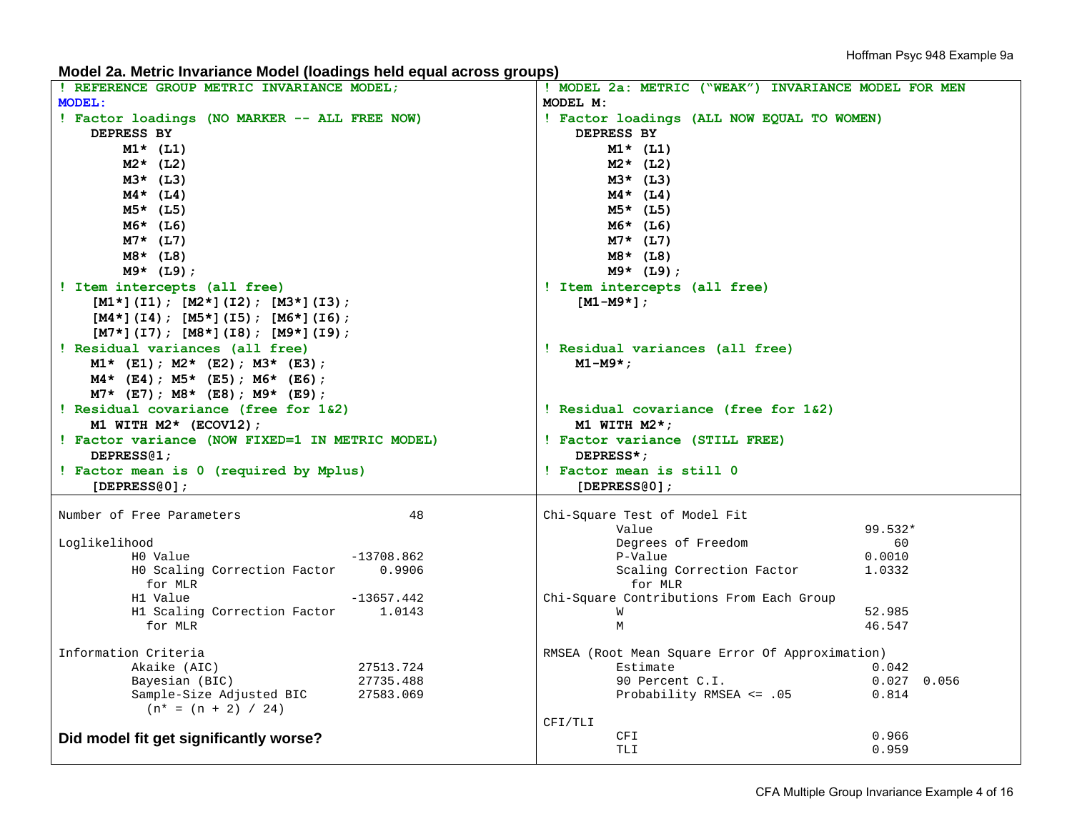**Model 2a. Metric Invariance Model (loadings held equal across groups)**

```
! REFERENCE GROUP METRIC INVARIANCE MODEL;
MODEL:
! Factor loadings (NO MARKER -- ALL FREE NOW)
    DEPRESS BY
        M1* (L1)
        M2* (L2)
        M3* (L3)
        M4* (L4)
        M5* (L5)
        M6* (L6)
        M7* (L7)
        M8* (L8)
        M9* (L9);
! Item intercepts (all free)
    [M1*](I1); [M2*](I2); [M3*](I3);
    [M4*](I4); [M5*](I5); [M6*](I6);
    [M7*](I7); [M8*](I8); [M9*](I9);
! Residual variances (all free)
    M1* (E1); M2* (E2); M3* (E3);
    M4* (E4); M5* (E5); M6* (E6);
    M7* (E7); M8* (E8); M9* (E9);
! Residual covariance (free for 1&2)
    M1 WITH M2* (ECOV12);
! Factor variance (NOW FIXED=1 IN METRIC MODEL)
    DEPRESS@1;
! Factor mean is 0 (required by Mplus)
    [DEPRESS@0];
```

```
! MODEL 2a: METRIC ("WEAK") INVARIANCE MODEL FOR MEN
MODEL M:
! Factor loadings (ALL NOW EQUAL TO WOMEN)
    DEPRESS BY
        M1* (L1)
        M2* (L2)
        M3* (L3)
        M4* (L4)
        M5* (L5)
        M6* (L6)
        M7* (L7)
        M8* (L8)
        M9* (L9);
! Item intercepts (all free)
    [M1-M9*];

! Residual variances (all free)
    M1-M9*;

! Residual covariance (free for 1&2)
    M1 WITH M2*;
! Factor variance (STILL FREE)
    DEPRESS*;
! Factor mean is still 0
    [DEPRESS@0];
```

```
Number of Free Parameters                       48

Loglikelihood
          H0 Value                      -13708.862
          H0 Scaling Correction Factor      0.9906
            for MLR
          H1 Value                      -13657.442
          H1 Scaling Correction Factor      1.0143
            for MLR

Information Criteria
          Akaike (AIC)                   27513.724
          Bayesian (BIC)                 27735.488
          Sample-Size Adjusted BIC       27583.069
            (n* = (n + 2) / 24)
```

**Did model fit get significantly worse?**

```
Chi-Square Test of Model Fit
          Value                             99.532*
          Degrees of Freedom                    60
          P-Value                           0.0010
          Scaling Correction Factor         1.0332
            for MLR
Chi-Square Contributions From Each Group
          W                                 52.985
          M                                 46.547

RMSEA (Root Mean Square Error Of Approximation)
          Estimate                           0.042
          90 Percent C.I.                    0.027  0.056
          Probability RMSEA <= .05           0.814

CFI/TLI
          CFI                                0.966
          TLI                                0.959
```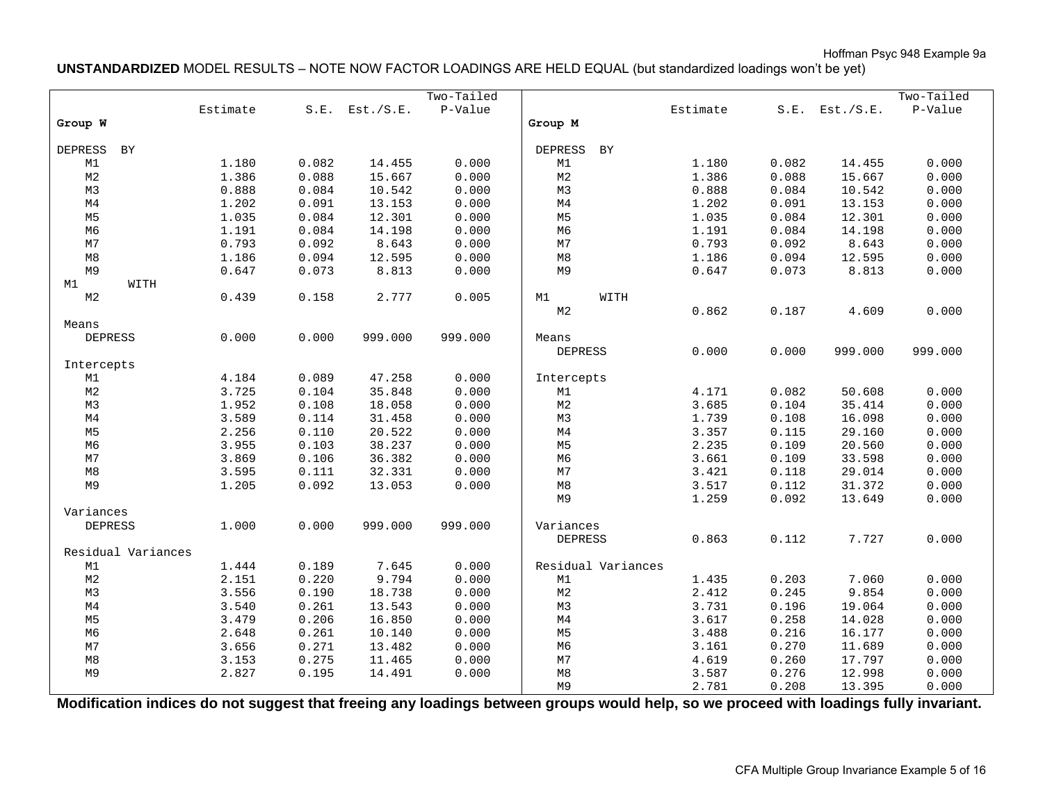**UNSTANDARDIZED** MODEL RESULTS – NOTE NOW FACTOR LOADINGS ARE HELD EQUAL (but standardized loadings won't be yet)

```
                                               Two-Tailed
                    Estimate       S.E.  Est./S.E.    P-Value
Group W

DEPRESS  BY
   M1                  1.180      0.082     14.455      0.000
   M2                  1.386      0.088     15.667      0.000
   M3                  0.888      0.084     10.542      0.000
   M4                  1.202      0.091     13.153      0.000
   M5                  1.035      0.084     12.301      0.000
   M6                  1.191      0.084     14.198      0.000
   M7                  0.793      0.092      8.643      0.000
   M8                  1.186      0.094     12.595      0.000
   M9                  0.647      0.073      8.813      0.000
 M1       WITH
   M2                  0.439      0.158      2.777      0.005

 Means
   DEPRESS             0.000      0.000    999.000    999.000

 Intercepts
   M1                  4.184      0.089     47.258      0.000
   M2                  3.725      0.104     35.848      0.000
   M3                  1.952      0.108     18.058      0.000
   M4                  3.589      0.114     31.458      0.000
   M5                  2.256      0.110     20.522      0.000
   M6                  3.955      0.103     38.237      0.000
   M7                  3.869      0.106     36.382      0.000
   M8                  3.595      0.111     32.331      0.000
   M9                  1.205      0.092     13.053      0.000

 Variances
   DEPRESS             1.000      0.000    999.000    999.000

 Residual Variances
   M1                  1.444      0.189      7.645      0.000
   M2                  2.151      0.220      9.794      0.000
   M3                  3.556      0.190     18.738      0.000
   M4                  3.540      0.261     13.543      0.000
   M5                  3.479      0.206     16.850      0.000
   M6                  2.648      0.261     10.140      0.000
   M7                  3.656      0.271     13.482      0.000
   M8                  3.153      0.275     11.465      0.000
   M9                  2.827      0.195     14.491      0.000
```

```
                                               Two-Tailed
                    Estimate       S.E.  Est./S.E.    P-Value
Group M

DEPRESS  BY
   M1                  1.180      0.082     14.455      0.000
   M2                  1.386      0.088     15.667      0.000
   M3                  0.888      0.084     10.542      0.000
   M4                  1.202      0.091     13.153      0.000
   M5                  1.035      0.084     12.301      0.000
   M6                  1.191      0.084     14.198      0.000
   M7                  0.793      0.092      8.643      0.000
   M8                  1.186      0.094     12.595      0.000
   M9                  0.647      0.073      8.813      0.000

 M1       WITH
   M2                  0.862      0.187      4.609      0.000

 Means
   DEPRESS             0.000      0.000    999.000    999.000

 Intercepts
   M1                  4.171      0.082     50.608      0.000
   M2                  3.685      0.104     35.414      0.000
   M3                  1.739      0.108     16.098      0.000
   M4                  3.357      0.115     29.160      0.000
   M5                  2.235      0.109     20.560      0.000
   M6                  3.661      0.109     33.598      0.000
   M7                  3.421      0.118     29.014      0.000
   M8                  3.517      0.112     31.372      0.000
   M9                  1.259      0.092     13.649      0.000

 Variances
   DEPRESS             0.863      0.112      7.727      0.000

 Residual Variances
   M1                  1.435      0.203      7.060      0.000
   M2                  2.412      0.245      9.854      0.000
   M3                  3.731      0.196     19.064      0.000
   M4                  3.617      0.258     14.028      0.000
   M5                  3.488      0.216     16.177      0.000
   M6                  3.161      0.270     11.689      0.000
   M7                  4.619      0.260     17.797      0.000
   M8                  3.587      0.276     12.998      0.000
   M9                  2.781      0.208     13.395      0.000
```

**Modification indices do not suggest that freeing any loadings between groups would help, so we proceed with loadings fully invariant.**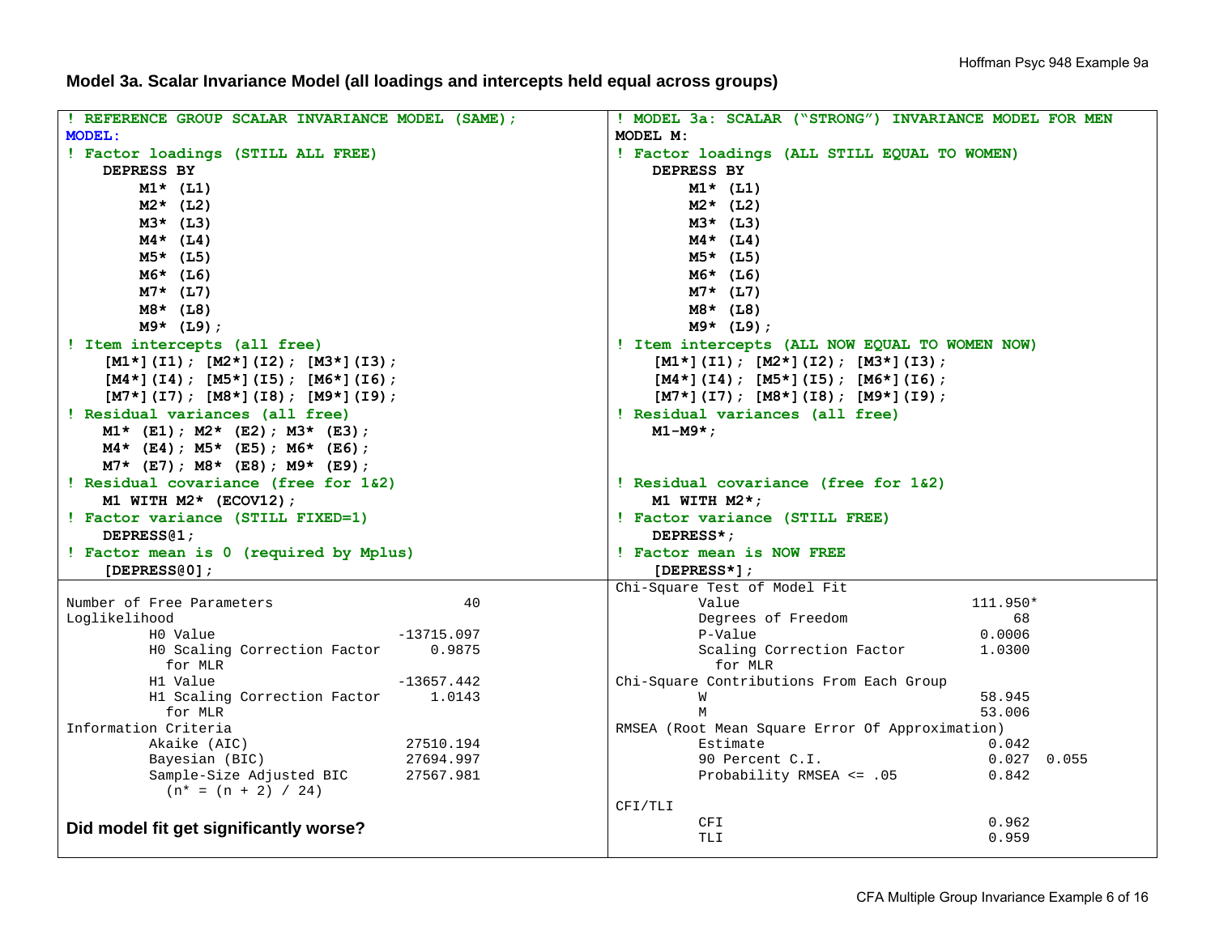### Model 3a. Scalar Invariance Model (all loadings and intercepts held equal across groups)

```
! REFERENCE GROUP SCALAR INVARIANCE MODEL (SAME);
MODEL:
! Factor loadings (STILL ALL FREE)
    DEPRESS BY
        M1* (L1)
        M2* (L2)
        M3* (L3)
        M4* (L4)
        M5* (L5)
        M6* (L6)
        M7* (L7)
        M8* (L8)
        M9* (L9);
! Item intercepts (all free)
    [M1*](I1); [M2*](I2); [M3*](I3);
    [M4*](I4); [M5*](I5); [M6*](I6);
    [M7*](I7); [M8*](I8); [M9*](I9);
! Residual variances (all free)
    M1* (E1); M2* (E2); M3* (E3);
    M4* (E4); M5* (E5); M6* (E6);
    M7* (E7); M8* (E8); M9* (E9);
! Residual covariance (free for 1&2)
    M1 WITH M2* (ECOV12);
! Factor variance (STILL FIXED=1)
    DEPRESS@1;
! Factor mean is 0 (required by Mplus)
    [DEPRESS@0];
```

```
! MODEL 3a: SCALAR ("STRONG") INVARIANCE MODEL FOR MEN
MODEL M:
! Factor loadings (ALL STILL EQUAL TO WOMEN)
    DEPRESS BY
        M1* (L1)
        M2* (L2)
        M3* (L3)
        M4* (L4)
        M5* (L5)
        M6* (L6)
        M7* (L7)
        M8* (L8)
        M9* (L9);
! Item intercepts (ALL NOW EQUAL TO WOMEN NOW)
    [M1*](I1); [M2*](I2); [M3*](I3);
    [M4*](I4); [M5*](I5); [M6*](I6);
    [M7*](I7); [M8*](I8); [M9*](I9);
! Residual variances (all free)
    M1-M9*;

! Residual covariance (free for 1&2)
    M1 WITH M2*;
! Factor variance (STILL FREE)
    DEPRESS*;
! Factor mean is NOW FREE
    [DEPRESS*];
```

```
Number of Free Parameters                    40
Loglikelihood
          H0 Value                   -13715.097
          H0 Scaling Correction Factor   0.9875
            for MLR
          H1 Value                   -13657.442
          H1 Scaling Correction Factor   1.0143
            for MLR
Information Criteria
          Akaike (AIC)                27510.194
          Bayesian (BIC)              27694.997
          Sample-Size Adjusted BIC    27567.981
            (n* = (n + 2) / 24)
```

**Did model fit get significantly worse?**

```
Chi-Square Test of Model Fit
          Value                         111.950*
          Degrees of Freedom                  68
          P-Value                         0.0006
          Scaling Correction Factor       1.0300
            for MLR
Chi-Square Contributions From Each Group
          W                               58.945
          M                               53.006
RMSEA (Root Mean Square Error Of Approximation)
          Estimate                         0.042
          90 Percent C.I.                  0.027  0.055
          Probability RMSEA <= .05         0.842

CFI/TLI
          CFI                              0.962
          TLI                              0.959
```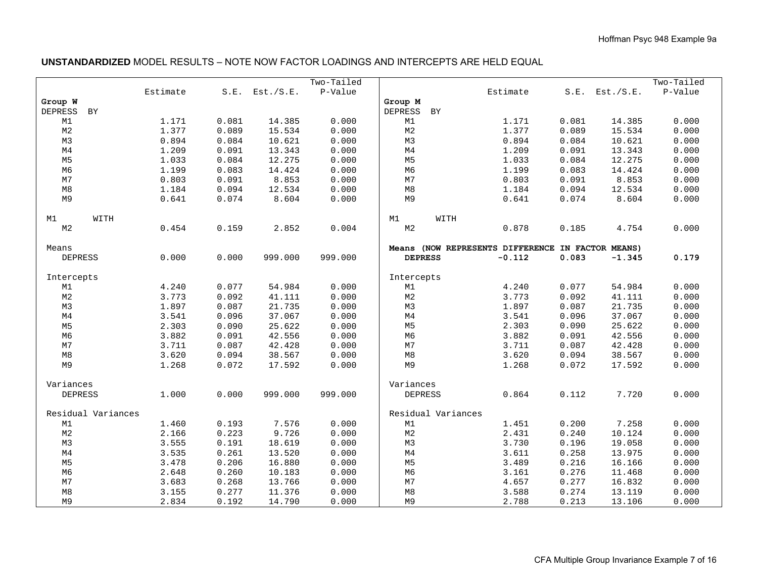**UNSTANDARDIZED** MODEL RESULTS – NOTE NOW FACTOR LOADINGS AND INTERCEPTS ARE HELD EQUAL

| | Estimate | S.E. | Est./S.E. | Two-Tailed P-Value | | Estimate | S.E. | Est./S.E. | Two-Tailed P-Value |
|---|---|---|---|---|---|---|---|---|---|
| **Group W** | | | | | **Group M** | | | | |
| DEPRESS BY | | | | | DEPRESS BY | | | | |
| M1 | 1.171 | 0.081 | 14.385 | 0.000 | M1 | 1.171 | 0.081 | 14.385 | 0.000 |
| M2 | 1.377 | 0.089 | 15.534 | 0.000 | M2 | 1.377 | 0.089 | 15.534 | 0.000 |
| M3 | 0.894 | 0.084 | 10.621 | 0.000 | M3 | 0.894 | 0.084 | 10.621 | 0.000 |
| M4 | 1.209 | 0.091 | 13.343 | 0.000 | M4 | 1.209 | 0.091 | 13.343 | 0.000 |
| M5 | 1.033 | 0.084 | 12.275 | 0.000 | M5 | 1.033 | 0.084 | 12.275 | 0.000 |
| M6 | 1.199 | 0.083 | 14.424 | 0.000 | M6 | 1.199 | 0.083 | 14.424 | 0.000 |
| M7 | 0.803 | 0.091 | 8.853 | 0.000 | M7 | 0.803 | 0.091 | 8.853 | 0.000 |
| M8 | 1.184 | 0.094 | 12.534 | 0.000 | M8 | 1.184 | 0.094 | 12.534 | 0.000 |
| M9 | 0.641 | 0.074 | 8.604 | 0.000 | M9 | 0.641 | 0.074 | 8.604 | 0.000 |
| M1 WITH | | | | | M1 WITH | | | | |
| M2 | 0.454 | 0.159 | 2.852 | 0.004 | M2 | 0.878 | 0.185 | 4.754 | 0.000 |
| Means | | | | | **Means (NOW REPRESENTS DIFFERENCE IN FACTOR MEANS)** | | | | |
| DEPRESS | 0.000 | 0.000 | 999.000 | 999.000 | **DEPRESS** | **-0.112** | **0.083** | **-1.345** | **0.179** |
| Intercepts | | | | | Intercepts | | | | |
| M1 | 4.240 | 0.077 | 54.984 | 0.000 | M1 | 4.240 | 0.077 | 54.984 | 0.000 |
| M2 | 3.773 | 0.092 | 41.111 | 0.000 | M2 | 3.773 | 0.092 | 41.111 | 0.000 |
| M3 | 1.897 | 0.087 | 21.735 | 0.000 | M3 | 1.897 | 0.087 | 21.735 | 0.000 |
| M4 | 3.541 | 0.096 | 37.067 | 0.000 | M4 | 3.541 | 0.096 | 37.067 | 0.000 |
| M5 | 2.303 | 0.090 | 25.622 | 0.000 | M5 | 2.303 | 0.090 | 25.622 | 0.000 |
| M6 | 3.882 | 0.091 | 42.556 | 0.000 | M6 | 3.882 | 0.091 | 42.556 | 0.000 |
| M7 | 3.711 | 0.087 | 42.428 | 0.000 | M7 | 3.711 | 0.087 | 42.428 | 0.000 |
| M8 | 3.620 | 0.094 | 38.567 | 0.000 | M8 | 3.620 | 0.094 | 38.567 | 0.000 |
| M9 | 1.268 | 0.072 | 17.592 | 0.000 | M9 | 1.268 | 0.072 | 17.592 | 0.000 |
| Variances | | | | | Variances | | | | |
| DEPRESS | 1.000 | 0.000 | 999.000 | 999.000 | DEPRESS | 0.864 | 0.112 | 7.720 | 0.000 |
| Residual Variances | | | | | Residual Variances | | | | |
| M1 | 1.460 | 0.193 | 7.576 | 0.000 | M1 | 1.451 | 0.200 | 7.258 | 0.000 |
| M2 | 2.166 | 0.223 | 9.726 | 0.000 | M2 | 2.431 | 0.240 | 10.124 | 0.000 |
| M3 | 3.555 | 0.191 | 18.619 | 0.000 | M3 | 3.730 | 0.196 | 19.058 | 0.000 |
| M4 | 3.535 | 0.261 | 13.520 | 0.000 | M4 | 3.611 | 0.258 | 13.975 | 0.000 |
| M5 | 3.478 | 0.206 | 16.880 | 0.000 | M5 | 3.489 | 0.216 | 16.166 | 0.000 |
| M6 | 2.648 | 0.260 | 10.183 | 0.000 | M6 | 3.161 | 0.276 | 11.468 | 0.000 |
| M7 | 3.683 | 0.268 | 13.766 | 0.000 | M7 | 4.657 | 0.277 | 16.832 | 0.000 |
| M8 | 3.155 | 0.277 | 11.376 | 0.000 | M8 | 3.588 | 0.274 | 13.119 | 0.000 |
| M9 | 2.834 | 0.192 | 14.790 | 0.000 | M9 | 2.788 | 0.213 | 13.106 | 0.000 |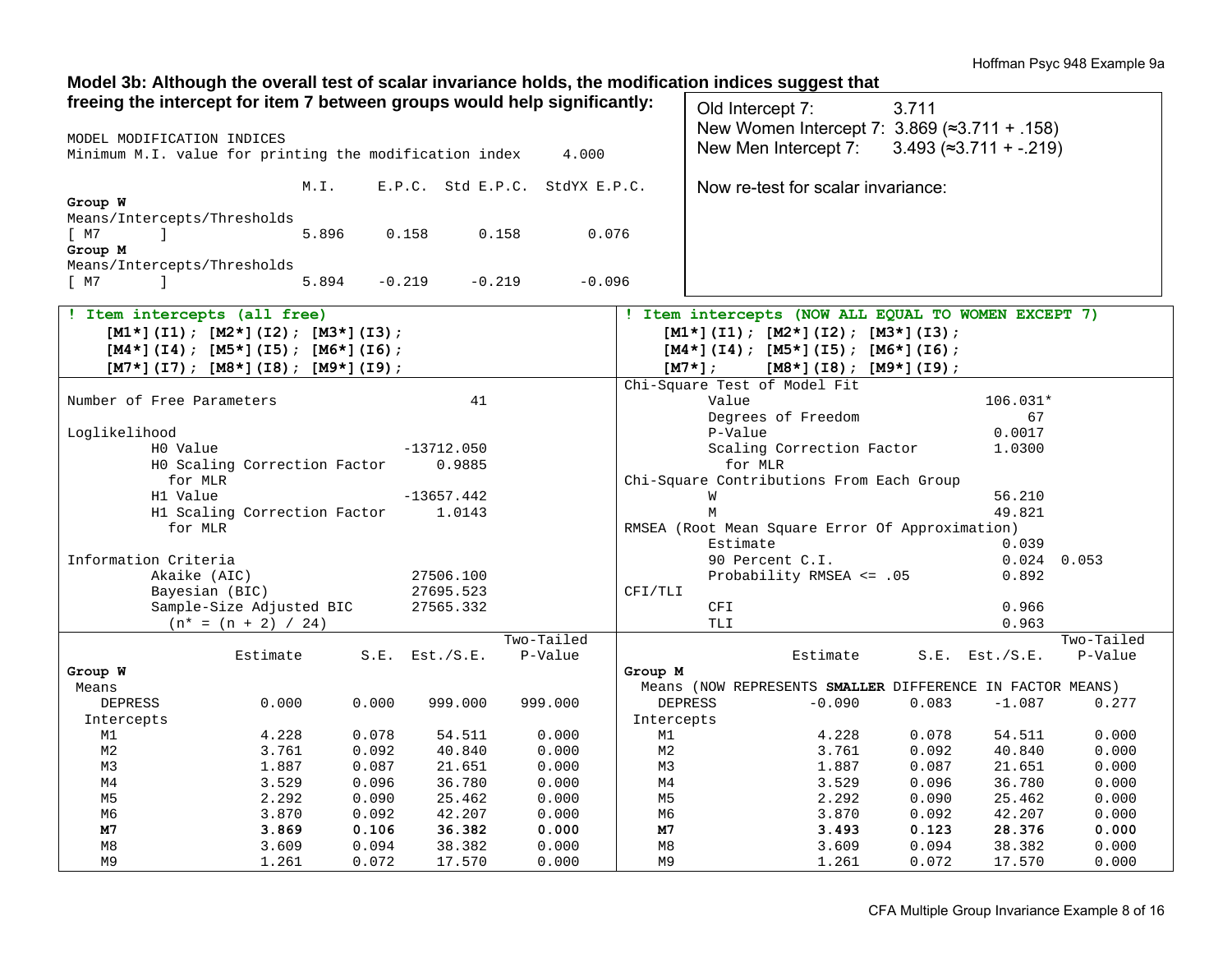**Model 3b: Although the overall test of scalar invariance holds, the modification indices suggest that freeing the intercept for item 7 between groups would help significantly:**

```
MODEL MODIFICATION INDICES
Minimum M.I. value for printing the modification index     4.000

                        M.I.     E.P.C.  Std E.P.C.  StdYX E.P.C.
Group W
Means/Intercepts/Thresholds
[ M7       ]            5.896     0.158      0.158        0.076
Group M
Means/Intercepts/Thresholds
[ M7       ]            5.894    -0.219     -0.219       -0.096
```

Old Intercept 7: 3.711
New Women Intercept 7: 3.869 (≈3.711 + .158)
New Men Intercept 7: 3.493 (≈3.711 + -.219)

Now re-test for scalar invariance:

```
! Item intercepts (all free)
    [M1*](I1); [M2*](I2); [M3*](I3);
    [M4*](I4); [M5*](I5); [M6*](I6);
    [M7*](I7); [M8*](I8); [M9*](I9);
```

```
! Item intercepts (NOW ALL EQUAL TO WOMEN EXCEPT 7)
    [M1*](I1); [M2*](I2); [M3*](I3);
    [M4*](I4); [M5*](I5); [M6*](I6);
    [M7*];     [M8*](I8); [M9*](I9);
```

```
Number of Free Parameters                    41

Loglikelihood
         H0 Value                     -13712.050
         H0 Scaling Correction Factor     0.9885
           for MLR
         H1 Value                     -13657.442
         H1 Scaling Correction Factor     1.0143
           for MLR

Information Criteria
         Akaike (AIC)                  27506.100
         Bayesian (BIC)                27695.523
         Sample-Size Adjusted BIC      27565.332
           (n* = (n + 2) / 24)
```

```
Chi-Square Test of Model Fit
          Value                              106.031*
          Degrees of Freedom                      67
          P-Value                             0.0017
          Scaling Correction Factor           1.0300
            for MLR
Chi-Square Contributions From Each Group
          W                                   56.210
          M                                   49.821
RMSEA (Root Mean Square Error Of Approximation)
          Estimate                             0.039
          90 Percent C.I.                      0.024  0.053
          Probability RMSEA <= .05             0.892
CFI/TLI
          CFI                                  0.966
          TLI                                  0.963
```

| Group W | Estimate | S.E. | Est./S.E. | Two-Tailed P-Value |
|---|---|---|---|---|
| Means | | | | |
| DEPRESS | 0.000 | 0.000 | 999.000 | 999.000 |
| Intercepts | | | | |
| M1 | 4.228 | 0.078 | 54.511 | 0.000 |
| M2 | 3.761 | 0.092 | 40.840 | 0.000 |
| M3 | 1.887 | 0.087 | 21.651 | 0.000 |
| M4 | 3.529 | 0.096 | 36.780 | 0.000 |
| M5 | 2.292 | 0.090 | 25.462 | 0.000 |
| M6 | 3.870 | 0.092 | 42.207 | 0.000 |
| **M7** | **3.869** | **0.106** | **36.382** | **0.000** |
| M8 | 3.609 | 0.094 | 38.382 | 0.000 |
| M9 | 1.261 | 0.072 | 17.570 | 0.000 |

| Group M | Estimate | S.E. | Est./S.E. | Two-Tailed P-Value |
|---|---|---|---|---|
| Means (NOW REPRESENTS **SMALLER** DIFFERENCE IN FACTOR MEANS) | | | | |
| DEPRESS | -0.090 | 0.083 | -1.087 | 0.277 |
| Intercepts | | | | |
| M1 | 4.228 | 0.078 | 54.511 | 0.000 |
| M2 | 3.761 | 0.092 | 40.840 | 0.000 |
| M3 | 1.887 | 0.087 | 21.651 | 0.000 |
| M4 | 3.529 | 0.096 | 36.780 | 0.000 |
| M5 | 2.292 | 0.090 | 25.462 | 0.000 |
| M6 | 3.870 | 0.092 | 42.207 | 0.000 |
| **M7** | **3.493** | **0.123** | **28.376** | **0.000** |
| M8 | 3.609 | 0.094 | 38.382 | 0.000 |
| M9 | 1.261 | 0.072 | 17.570 | 0.000 |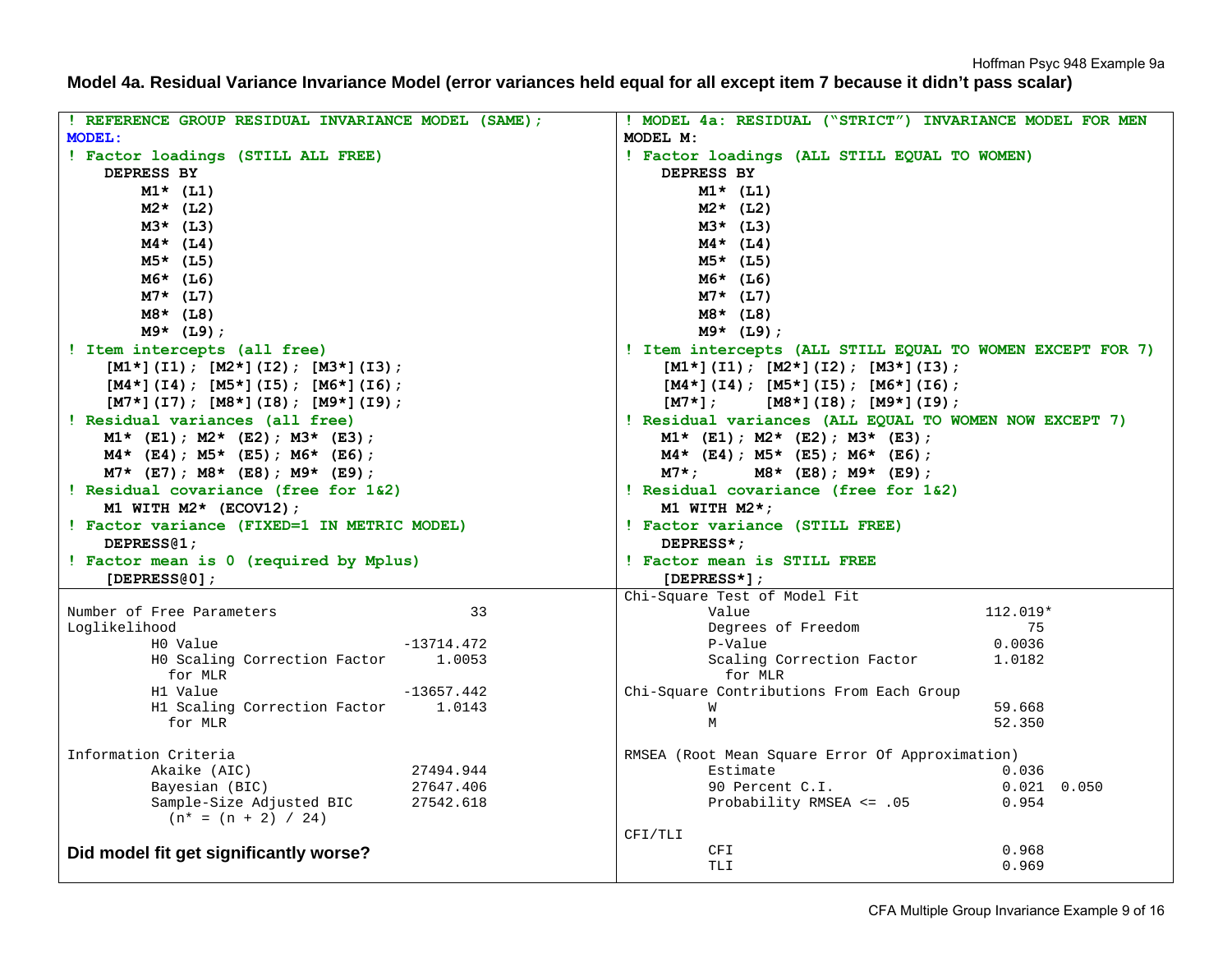**Model 4a. Residual Variance Invariance Model (error variances held equal for all except item 7 because it didn't pass scalar)**

```
! REFERENCE GROUP RESIDUAL INVARIANCE MODEL (SAME);
MODEL:
! Factor loadings (STILL ALL FREE)
    DEPRESS BY
        M1* (L1)
        M2* (L2)
        M3* (L3)
        M4* (L4)
        M5* (L5)
        M6* (L6)
        M7* (L7)
        M8* (L8)
        M9* (L9);
! Item intercepts (all free)
    [M1*](I1); [M2*](I2); [M3*](I3);
    [M4*](I4); [M5*](I5); [M6*](I6);
    [M7*](I7); [M8*](I8); [M9*](I9);
! Residual variances (all free)
    M1* (E1); M2* (E2); M3* (E3);
    M4* (E4); M5* (E5); M6* (E6);
    M7* (E7); M8* (E8); M9* (E9);
! Residual covariance (free for 1&2)
    M1 WITH M2* (ECOV12);
! Factor variance (FIXED=1 IN METRIC MODEL)
    DEPRESS@1;
! Factor mean is 0 (required by Mplus)
    [DEPRESS@0];
```

```
Number of Free Parameters                      33
Loglikelihood
          H0 Value                     -13714.472
          H0 Scaling Correction Factor     1.0053
            for MLR
          H1 Value                     -13657.442
          H1 Scaling Correction Factor     1.0143
            for MLR

Information Criteria
          Akaike (AIC)                  27494.944
          Bayesian (BIC)                27647.406
          Sample-Size Adjusted BIC      27542.618
            (n* = (n + 2) / 24)
```

**Did model fit get significantly worse?**

```
! MODEL 4a: RESIDUAL ("STRICT") INVARIANCE MODEL FOR MEN
MODEL M:
! Factor loadings (ALL STILL EQUAL TO WOMEN)
    DEPRESS BY
        M1* (L1)
        M2* (L2)
        M3* (L3)
        M4* (L4)
        M5* (L5)
        M6* (L6)
        M7* (L7)
        M8* (L8)
        M9* (L9);
! Item intercepts (ALL STILL EQUAL TO WOMEN EXCEPT FOR 7)
    [M1*](I1); [M2*](I2); [M3*](I3);
    [M4*](I4); [M5*](I5); [M6*](I6);
    [M7*];     [M8*](I8); [M9*](I9);
! Residual variances (ALL EQUAL TO WOMEN NOW EXCEPT 7)
    M1* (E1); M2* (E2); M3* (E3);
    M4* (E4); M5* (E5); M6* (E6);
    M7*;      M8* (E8); M9* (E9);
! Residual covariance (free for 1&2)
    M1 WITH M2*;
! Factor variance (STILL FREE)
    DEPRESS*;
! Factor mean is STILL FREE
    [DEPRESS*];
```

```
Chi-Square Test of Model Fit
          Value                              112.019*
          Degrees of Freedom                      75
          P-Value                             0.0036
          Scaling Correction Factor           1.0182
            for MLR
Chi-Square Contributions From Each Group
          W                                   59.668
          M                                   52.350

RMSEA (Root Mean Square Error Of Approximation)
          Estimate                             0.036
          90 Percent C.I.                      0.021  0.050
          Probability RMSEA <= .05             0.954

CFI/TLI
          CFI                                  0.968
          TLI                                  0.969
```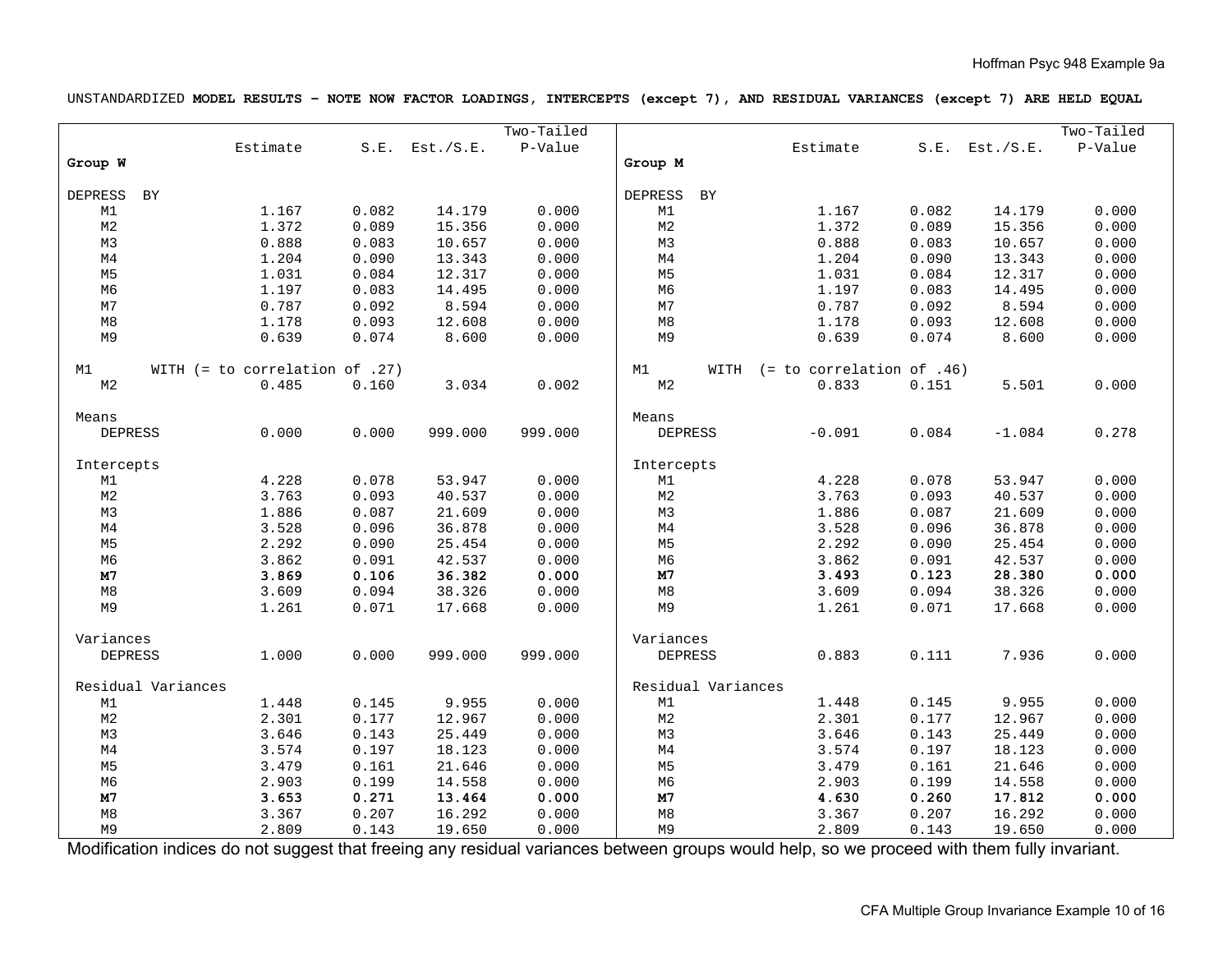UNSTANDARDIZED **MODEL RESULTS – NOTE NOW FACTOR LOADINGS, INTERCEPTS (except 7), AND RESIDUAL VARIANCES (except 7) ARE HELD EQUAL**

| | Estimate | S.E. | Est./S.E. | Two-Tailed P-Value | | Estimate | S.E. | Est./S.E. | Two-Tailed P-Value |
|---|---|---|---|---|---|---|---|---|---|
| **Group W** | | | | | **Group M** | | | | |
| DEPRESS BY | | | | | DEPRESS BY | | | | |
| M1 | 1.167 | 0.082 | 14.179 | 0.000 | M1 | 1.167 | 0.082 | 14.179 | 0.000 |
| M2 | 1.372 | 0.089 | 15.356 | 0.000 | M2 | 1.372 | 0.089 | 15.356 | 0.000 |
| M3 | 0.888 | 0.083 | 10.657 | 0.000 | M3 | 0.888 | 0.083 | 10.657 | 0.000 |
| M4 | 1.204 | 0.090 | 13.343 | 0.000 | M4 | 1.204 | 0.090 | 13.343 | 0.000 |
| M5 | 1.031 | 0.084 | 12.317 | 0.000 | M5 | 1.031 | 0.084 | 12.317 | 0.000 |
| M6 | 1.197 | 0.083 | 14.495 | 0.000 | M6 | 1.197 | 0.083 | 14.495 | 0.000 |
| M7 | 0.787 | 0.092 | 8.594 | 0.000 | M7 | 0.787 | 0.092 | 8.594 | 0.000 |
| M8 | 1.178 | 0.093 | 12.608 | 0.000 | M8 | 1.178 | 0.093 | 12.608 | 0.000 |
| M9 | 0.639 | 0.074 | 8.600 | 0.000 | M9 | 0.639 | 0.074 | 8.600 | 0.000 |
| M1 WITH (= to correlation of .27) | | | | | M1 WITH (= to correlation of .46) | | | | |
| M2 | 0.485 | 0.160 | 3.034 | 0.002 | M2 | 0.833 | 0.151 | 5.501 | 0.000 |
| Means | | | | | Means | | | | |
| DEPRESS | 0.000 | 0.000 | 999.000 | 999.000 | DEPRESS | -0.091 | 0.084 | -1.084 | 0.278 |
| Intercepts | | | | | Intercepts | | | | |
| M1 | 4.228 | 0.078 | 53.947 | 0.000 | M1 | 4.228 | 0.078 | 53.947 | 0.000 |
| M2 | 3.763 | 0.093 | 40.537 | 0.000 | M2 | 3.763 | 0.093 | 40.537 | 0.000 |
| M3 | 1.886 | 0.087 | 21.609 | 0.000 | M3 | 1.886 | 0.087 | 21.609 | 0.000 |
| M4 | 3.528 | 0.096 | 36.878 | 0.000 | M4 | 3.528 | 0.096 | 36.878 | 0.000 |
| M5 | 2.292 | 0.090 | 25.454 | 0.000 | M5 | 2.292 | 0.090 | 25.454 | 0.000 |
| M6 | 3.862 | 0.091 | 42.537 | 0.000 | M6 | 3.862 | 0.091 | 42.537 | 0.000 |
| **M7** | **3.869** | **0.106** | **36.382** | **0.000** | **M7** | **3.493** | **0.123** | **28.380** | **0.000** |
| M8 | 3.609 | 0.094 | 38.326 | 0.000 | M8 | 3.609 | 0.094 | 38.326 | 0.000 |
| M9 | 1.261 | 0.071 | 17.668 | 0.000 | M9 | 1.261 | 0.071 | 17.668 | 0.000 |
| Variances | | | | | Variances | | | | |
| DEPRESS | 1.000 | 0.000 | 999.000 | 999.000 | DEPRESS | 0.883 | 0.111 | 7.936 | 0.000 |
| Residual Variances | | | | | Residual Variances | | | | |
| M1 | 1.448 | 0.145 | 9.955 | 0.000 | M1 | 1.448 | 0.145 | 9.955 | 0.000 |
| M2 | 2.301 | 0.177 | 12.967 | 0.000 | M2 | 2.301 | 0.177 | 12.967 | 0.000 |
| M3 | 3.646 | 0.143 | 25.449 | 0.000 | M3 | 3.646 | 0.143 | 25.449 | 0.000 |
| M4 | 3.574 | 0.197 | 18.123 | 0.000 | M4 | 3.574 | 0.197 | 18.123 | 0.000 |
| M5 | 3.479 | 0.161 | 21.646 | 0.000 | M5 | 3.479 | 0.161 | 21.646 | 0.000 |
| M6 | 2.903 | 0.199 | 14.558 | 0.000 | M6 | 2.903 | 0.199 | 14.558 | 0.000 |
| **M7** | **3.653** | **0.271** | **13.464** | **0.000** | **M7** | **4.630** | **0.260** | **17.812** | **0.000** |
| M8 | 3.367 | 0.207 | 16.292 | 0.000 | M8 | 3.367 | 0.207 | 16.292 | 0.000 |
| M9 | 2.809 | 0.143 | 19.650 | 0.000 | M9 | 2.809 | 0.143 | 19.650 | 0.000 |

Modification indices do not suggest that freeing any residual variances between groups would help, so we proceed with them fully invariant.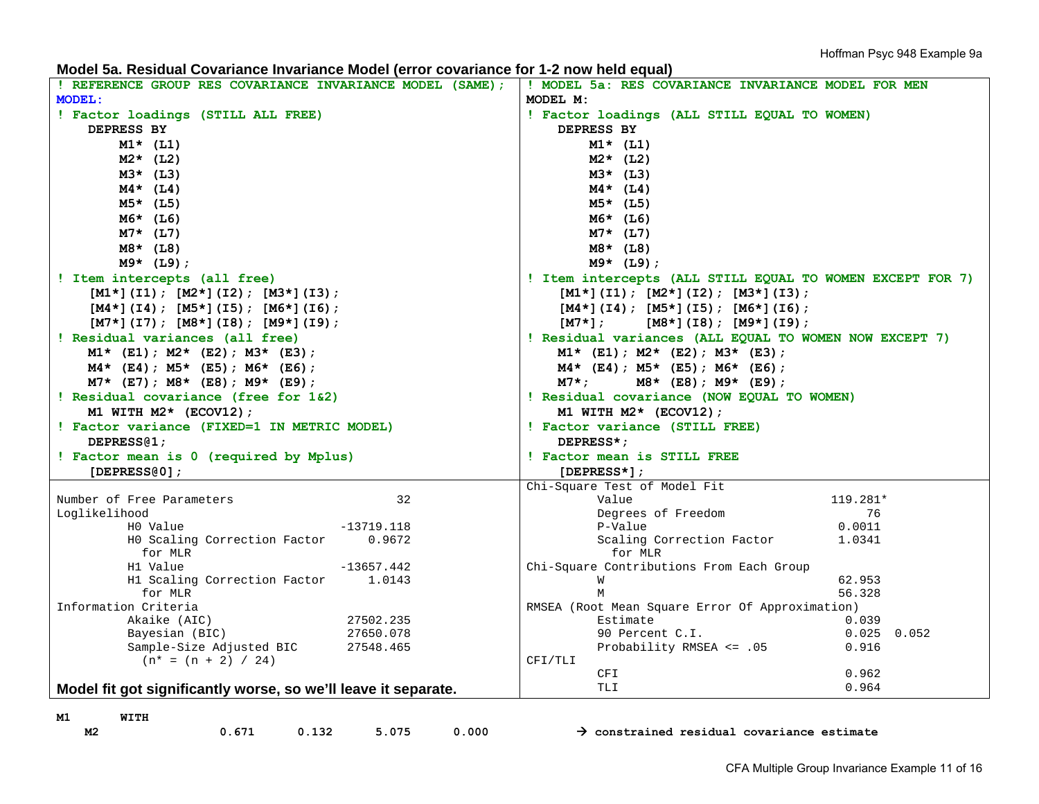### Model 5a. Residual Covariance Invariance Model (error covariance for 1-2 now held equal)

```
! REFERENCE GROUP RES COVARIANCE INVARIANCE MODEL (SAME);
MODEL:
! Factor loadings (STILL ALL FREE)
   DEPRESS BY
       M1* (L1)
       M2* (L2)
       M3* (L3)
       M4* (L4)
       M5* (L5)
       M6* (L6)
       M7* (L7)
       M8* (L8)
       M9* (L9);
! Item intercepts (all free)
   [M1*](I1); [M2*](I2); [M3*](I3);
   [M4*](I4); [M5*](I5); [M6*](I6);
   [M7*](I7); [M8*](I8); [M9*](I9);
! Residual variances (all free)
   M1* (E1); M2* (E2); M3* (E3);
   M4* (E4); M5* (E5); M6* (E6);
   M7* (E7); M8* (E8); M9* (E9);
! Residual covariance (free for 1&2)
   M1 WITH M2* (ECOV12);
! Factor variance (FIXED=1 IN METRIC MODEL)
   DEPRESS@1;
! Factor mean is 0 (required by Mplus)
   [DEPRESS@0];
```

```
Number of Free Parameters                    32
Loglikelihood
        H0 Value                     -13719.118
        H0 Scaling Correction Factor     0.9672
          for MLR
        H1 Value                     -13657.442
        H1 Scaling Correction Factor     1.0143
          for MLR
Information Criteria
        Akaike (AIC)                  27502.235
        Bayesian (BIC)                27650.078
        Sample-Size Adjusted BIC      27548.465
          (n* = (n + 2) / 24)
```

**Model fit got significantly worse, so we'll leave it separate.**

```
! MODEL 5a: RES COVARIANCE INVARIANCE MODEL FOR MEN
MODEL M:
! Factor loadings (ALL STILL EQUAL TO WOMEN)
   DEPRESS BY
       M1* (L1)
       M2* (L2)
       M3* (L3)
       M4* (L4)
       M5* (L5)
       M6* (L6)
       M7* (L7)
       M8* (L8)
       M9* (L9);
! Item intercepts (ALL STILL EQUAL TO WOMEN EXCEPT FOR 7)
   [M1*](I1); [M2*](I2); [M3*](I3);
   [M4*](I4); [M5*](I5); [M6*](I6);
   [M7*];     [M8*](I8); [M9*](I9);
! Residual variances (ALL EQUAL TO WOMEN NOW EXCEPT 7)
   M1* (E1); M2* (E2); M3* (E3);
   M4* (E4); M5* (E5); M6* (E6);
   M7*;      M8* (E8); M9* (E9);
! Residual covariance (NOW EQUAL TO WOMEN)
   M1 WITH M2* (ECOV12);
! Factor variance (STILL FREE)
   DEPRESS*;
! Factor mean is STILL FREE
   [DEPRESS*];
```

```
Chi-Square Test of Model Fit
        Value                           119.281*
        Degrees of Freedom                    76
        P-Value                           0.0011
        Scaling Correction Factor         1.0341
          for MLR
Chi-Square Contributions From Each Group
        W                                 62.953
        M                                 56.328
RMSEA (Root Mean Square Error Of Approximation)
        Estimate                           0.039
        90 Percent C.I.                    0.025  0.052
        Probability RMSEA <= .05           0.916
CFI/TLI
        CFI                                0.962
        TLI                                0.964
```

```
M1       WITH
    M2               0.671      0.132      5.075      0.000
```

→ **constrained residual covariance estimate**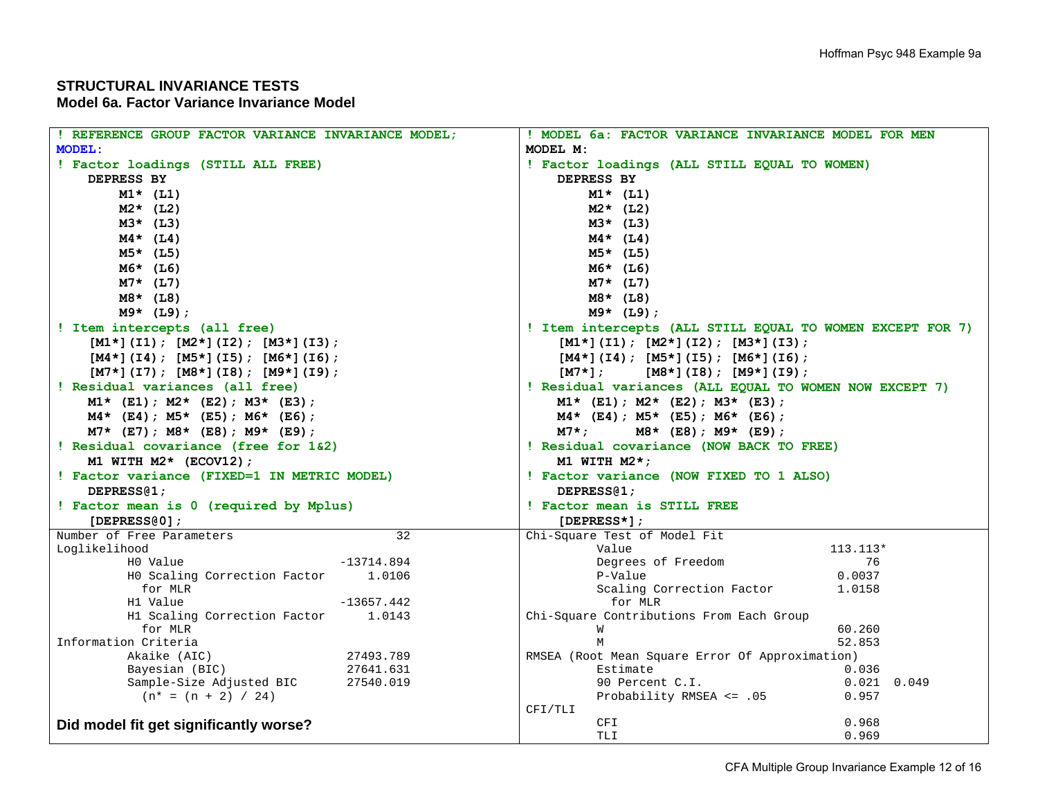**STRUCTURAL INVARIANCE TESTS**

**Model 6a. Factor Variance Invariance Model**

```
! REFERENCE GROUP FACTOR VARIANCE INVARIANCE MODEL;
MODEL:
! Factor loadings (STILL ALL FREE)
   DEPRESS BY
       M1* (L1)
       M2* (L2)
       M3* (L3)
       M4* (L4)
       M5* (L5)
       M6* (L6)
       M7* (L7)
       M8* (L8)
       M9* (L9);
! Item intercepts (all free)
   [M1*](I1); [M2*](I2); [M3*](I3);
   [M4*](I4); [M5*](I5); [M6*](I6);
   [M7*](I7); [M8*](I8); [M9*](I9);
! Residual variances (all free)
   M1* (E1); M2* (E2); M3* (E3);
   M4* (E4); M5* (E5); M6* (E6);
   M7* (E7); M8* (E8); M9* (E9);
! Residual covariance (free for 1&2)
   M1 WITH M2* (ECOV12);
! Factor variance (FIXED=1 IN METRIC MODEL)
   DEPRESS@1;
! Factor mean is 0 (required by Mplus)
   [DEPRESS@0];
```

```
! MODEL 6a: FACTOR VARIANCE INVARIANCE MODEL FOR MEN
MODEL M:
! Factor loadings (ALL STILL EQUAL TO WOMEN)
   DEPRESS BY
       M1* (L1)
       M2* (L2)
       M3* (L3)
       M4* (L4)
       M5* (L5)
       M6* (L6)
       M7* (L7)
       M8* (L8)
       M9* (L9);
! Item intercepts (ALL STILL EQUAL TO WOMEN EXCEPT FOR 7)
   [M1*](I1); [M2*](I2); [M3*](I3);
   [M4*](I4); [M5*](I5); [M6*](I6);
   [M7*];     [M8*](I8); [M9*](I9);
! Residual variances (ALL EQUAL TO WOMEN NOW EXCEPT 7)
   M1* (E1); M2* (E2); M3* (E3);
   M4* (E4); M5* (E5); M6* (E6);
   M7*;      M8* (E8); M9* (E9);
! Residual covariance (NOW BACK TO FREE)
   M1 WITH M2*;
! Factor variance (NOW FIXED TO 1 ALSO)
   DEPRESS@1;
! Factor mean is STILL FREE
   [DEPRESS*];
```

```
Number of Free Parameters                  32
Loglikelihood
        H0 Value                   -13714.894
        H0 Scaling Correction Factor   1.0106
          for MLR
        H1 Value                   -13657.442
        H1 Scaling Correction Factor   1.0143
          for MLR
Information Criteria
        Akaike (AIC)                27493.789
        Bayesian (BIC)              27641.631
        Sample-Size Adjusted BIC    27540.019
          (n* = (n + 2) / 24)
```

```
Chi-Square Test of Model Fit
        Value                          113.113*
        Degrees of Freedom                  76
        P-Value                         0.0037
        Scaling Correction Factor       1.0158
          for MLR
Chi-Square Contributions From Each Group
        W                               60.260
        M                               52.853
RMSEA (Root Mean Square Error Of Approximation)
        Estimate                         0.036
        90 Percent C.I.                  0.021  0.049
        Probability RMSEA <= .05         0.957
CFI/TLI
        CFI                              0.968
        TLI                              0.969
```

**Did model fit get significantly worse?**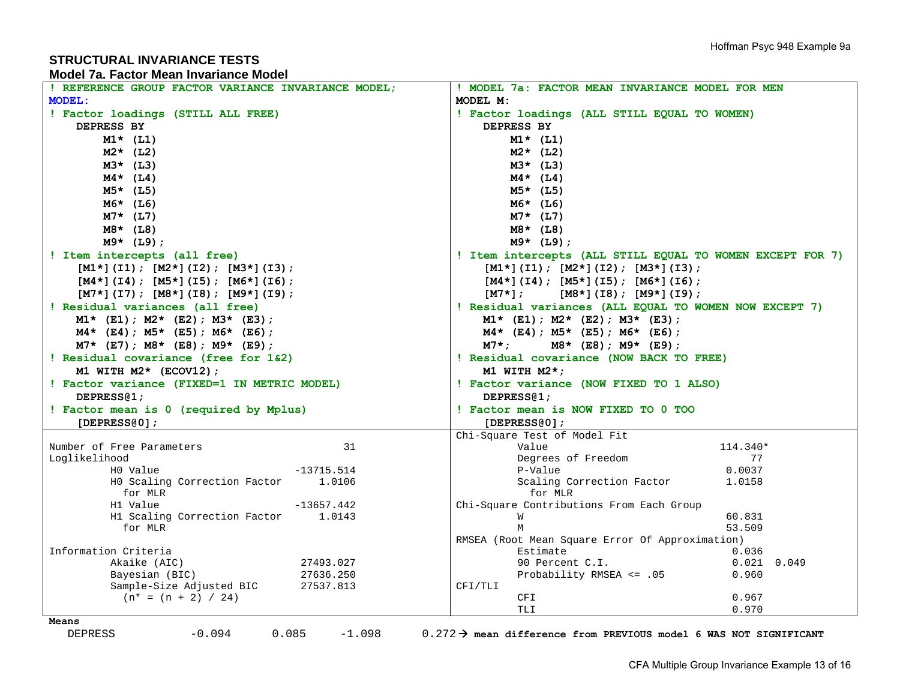## STRUCTURAL INVARIANCE TESTS

### Model 7a. Factor Mean Invariance Model

```
! REFERENCE GROUP FACTOR VARIANCE INVARIANCE MODEL;
MODEL:
! Factor loadings (STILL ALL FREE)
    DEPRESS BY
        M1* (L1)
        M2* (L2)
        M3* (L3)
        M4* (L4)
        M5* (L5)
        M6* (L6)
        M7* (L7)
        M8* (L8)
        M9* (L9);
! Item intercepts (all free)
    [M1*](I1); [M2*](I2); [M3*](I3);
    [M4*](I4); [M5*](I5); [M6*](I6);
    [M7*](I7); [M8*](I8); [M9*](I9);
! Residual variances (all free)
    M1* (E1); M2* (E2); M3* (E3);
    M4* (E4); M5* (E5); M6* (E6);
    M7* (E7); M8* (E8); M9* (E9);
! Residual covariance (free for 1&2)
    M1 WITH M2* (ECOV12);
! Factor variance (FIXED=1 IN METRIC MODEL)
    DEPRESS@1;
! Factor mean is 0 (required by Mplus)
    [DEPRESS@0];
```

```
! MODEL 7a: FACTOR MEAN INVARIANCE MODEL FOR MEN
MODEL M:
! Factor loadings (ALL STILL EQUAL TO WOMEN)
    DEPRESS BY
        M1* (L1)
        M2* (L2)
        M3* (L3)
        M4* (L4)
        M5* (L5)
        M6* (L6)
        M7* (L7)
        M8* (L8)
        M9* (L9);
! Item intercepts (ALL STILL EQUAL TO WOMEN EXCEPT FOR 7)
    [M1*](I1); [M2*](I2); [M3*](I3);
    [M4*](I4); [M5*](I5); [M6*](I6);
    [M7*];     [M8*](I8); [M9*](I9);
! Residual variances (ALL EQUAL TO WOMEN NOW EXCEPT 7)
    M1* (E1); M2* (E2); M3* (E3);
    M4* (E4); M5* (E5); M6* (E6);
    M7*;      M8* (E8); M9* (E9);
! Residual covariance (NOW BACK TO FREE)
    M1 WITH M2*;
! Factor variance (NOW FIXED TO 1 ALSO)
    DEPRESS@1;
! Factor mean is NOW FIXED TO 0 TOO
    [DEPRESS@0];
```

```
Number of Free Parameters                       31
Loglikelihood
          H0 Value                      -13715.514
          H0 Scaling Correction Factor      1.0106
            for MLR
          H1 Value                      -13657.442
          H1 Scaling Correction Factor      1.0143
            for MLR

Information Criteria
          Akaike (AIC)                   27493.027
          Bayesian (BIC)                 27636.250
          Sample-Size Adjusted BIC       27537.813
            (n* = (n + 2) / 24)
```

```
Chi-Square Test of Model Fit
          Value                            114.340*
          Degrees of Freedom                    77
          P-Value                           0.0037
          Scaling Correction Factor         1.0158
            for MLR
Chi-Square Contributions From Each Group
          W                                 60.831
          M                                 53.509
RMSEA (Root Mean Square Error Of Approximation)
          Estimate                           0.036
          90 Percent C.I.                    0.021  0.049
          Probability RMSEA <= .05           0.960
CFI/TLI
          CFI                                0.967
          TLI                                0.970
```

```
Means
   DEPRESS          -0.094      0.085     -1.098      0.272 → mean difference from PREVIOUS model 6 WAS NOT SIGNIFICANT
```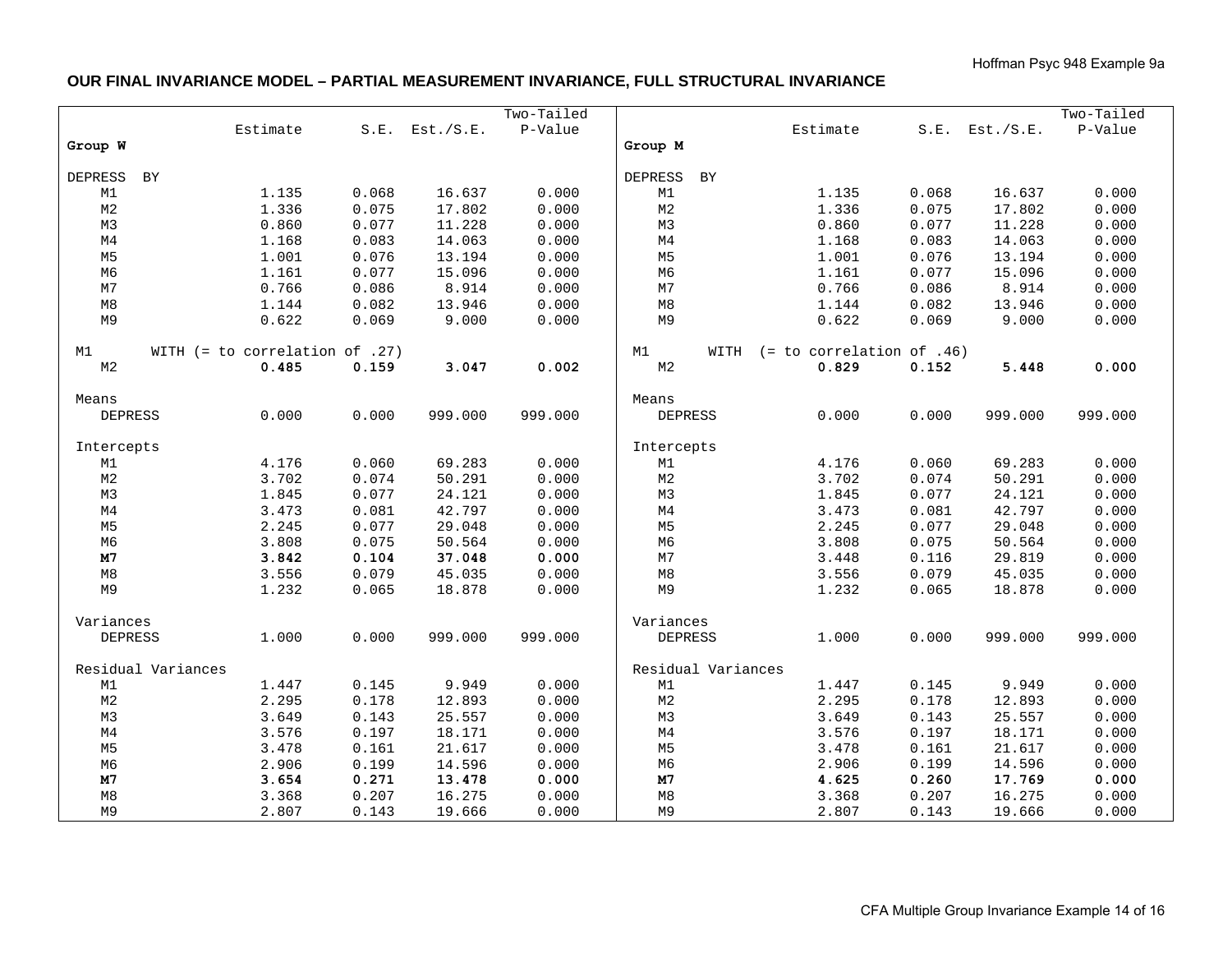**OUR FINAL INVARIANCE MODEL – PARTIAL MEASUREMENT INVARIANCE, FULL STRUCTURAL INVARIANCE**

| Group W | Estimate | S.E. | Est./S.E. | Two-Tailed P-Value |
|---|---|---|---|---|
| **DEPRESS BY** | | | | |
| M1 | 1.135 | 0.068 | 16.637 | 0.000 |
| M2 | 1.336 | 0.075 | 17.802 | 0.000 |
| M3 | 0.860 | 0.077 | 11.228 | 0.000 |
| M4 | 1.168 | 0.083 | 14.063 | 0.000 |
| M5 | 1.001 | 0.076 | 13.194 | 0.000 |
| M6 | 1.161 | 0.077 | 15.096 | 0.000 |
| M7 | 0.766 | 0.086 | 8.914 | 0.000 |
| M8 | 1.144 | 0.082 | 13.946 | 0.000 |
| M9 | 0.622 | 0.069 | 9.000 | 0.000 |
| **M1 WITH (= to correlation of .27)** | | | | |
| M2 | **0.485** | **0.159** | **3.047** | **0.002** |
| **Means** | | | | |
| DEPRESS | 0.000 | 0.000 | 999.000 | 999.000 |
| **Intercepts** | | | | |
| M1 | 4.176 | 0.060 | 69.283 | 0.000 |
| M2 | 3.702 | 0.074 | 50.291 | 0.000 |
| M3 | 1.845 | 0.077 | 24.121 | 0.000 |
| M4 | 3.473 | 0.081 | 42.797 | 0.000 |
| M5 | 2.245 | 0.077 | 29.048 | 0.000 |
| M6 | 3.808 | 0.075 | 50.564 | 0.000 |
| **M7** | **3.842** | **0.104** | **37.048** | **0.000** |
| M8 | 3.556 | 0.079 | 45.035 | 0.000 |
| M9 | 1.232 | 0.065 | 18.878 | 0.000 |
| **Variances** | | | | |
| DEPRESS | 1.000 | 0.000 | 999.000 | 999.000 |
| **Residual Variances** | | | | |
| M1 | 1.447 | 0.145 | 9.949 | 0.000 |
| M2 | 2.295 | 0.178 | 12.893 | 0.000 |
| M3 | 3.649 | 0.143 | 25.557 | 0.000 |
| M4 | 3.576 | 0.197 | 18.171 | 0.000 |
| M5 | 3.478 | 0.161 | 21.617 | 0.000 |
| M6 | 2.906 | 0.199 | 14.596 | 0.000 |
| **M7** | **3.654** | **0.271** | **13.478** | **0.000** |
| M8 | 3.368 | 0.207 | 16.275 | 0.000 |
| M9 | 2.807 | 0.143 | 19.666 | 0.000 |

| Group M | Estimate | S.E. | Est./S.E. | Two-Tailed P-Value |
|---|---|---|---|---|
| **DEPRESS BY** | | | | |
| M1 | 1.135 | 0.068 | 16.637 | 0.000 |
| M2 | 1.336 | 0.075 | 17.802 | 0.000 |
| M3 | 0.860 | 0.077 | 11.228 | 0.000 |
| M4 | 1.168 | 0.083 | 14.063 | 0.000 |
| M5 | 1.001 | 0.076 | 13.194 | 0.000 |
| M6 | 1.161 | 0.077 | 15.096 | 0.000 |
| M7 | 0.766 | 0.086 | 8.914 | 0.000 |
| M8 | 1.144 | 0.082 | 13.946 | 0.000 |
| M9 | 0.622 | 0.069 | 9.000 | 0.000 |
| **M1 WITH (= to correlation of .46)** | | | | |
| M2 | **0.829** | **0.152** | **5.448** | **0.000** |
| **Means** | | | | |
| DEPRESS | 0.000 | 0.000 | 999.000 | 999.000 |
| **Intercepts** | | | | |
| M1 | 4.176 | 0.060 | 69.283 | 0.000 |
| M2 | 3.702 | 0.074 | 50.291 | 0.000 |
| M3 | 1.845 | 0.077 | 24.121 | 0.000 |
| M4 | 3.473 | 0.081 | 42.797 | 0.000 |
| M5 | 2.245 | 0.077 | 29.048 | 0.000 |
| M6 | 3.808 | 0.075 | 50.564 | 0.000 |
| M7 | 3.448 | 0.116 | 29.819 | 0.000 |
| M8 | 3.556 | 0.079 | 45.035 | 0.000 |
| M9 | 1.232 | 0.065 | 18.878 | 0.000 |
| **Variances** | | | | |
| DEPRESS | 1.000 | 0.000 | 999.000 | 999.000 |
| **Residual Variances** | | | | |
| M1 | 1.447 | 0.145 | 9.949 | 0.000 |
| M2 | 2.295 | 0.178 | 12.893 | 0.000 |
| M3 | 3.649 | 0.143 | 25.557 | 0.000 |
| M4 | 3.576 | 0.197 | 18.171 | 0.000 |
| M5 | 3.478 | 0.161 | 21.617 | 0.000 |
| M6 | 2.906 | 0.199 | 14.596 | 0.000 |
| **M7** | **4.625** | **0.260** | **17.769** | **0.000** |
| M8 | 3.368 | 0.207 | 16.275 | 0.000 |
| M9 | 2.807 | 0.143 | 19.666 | 0.000 |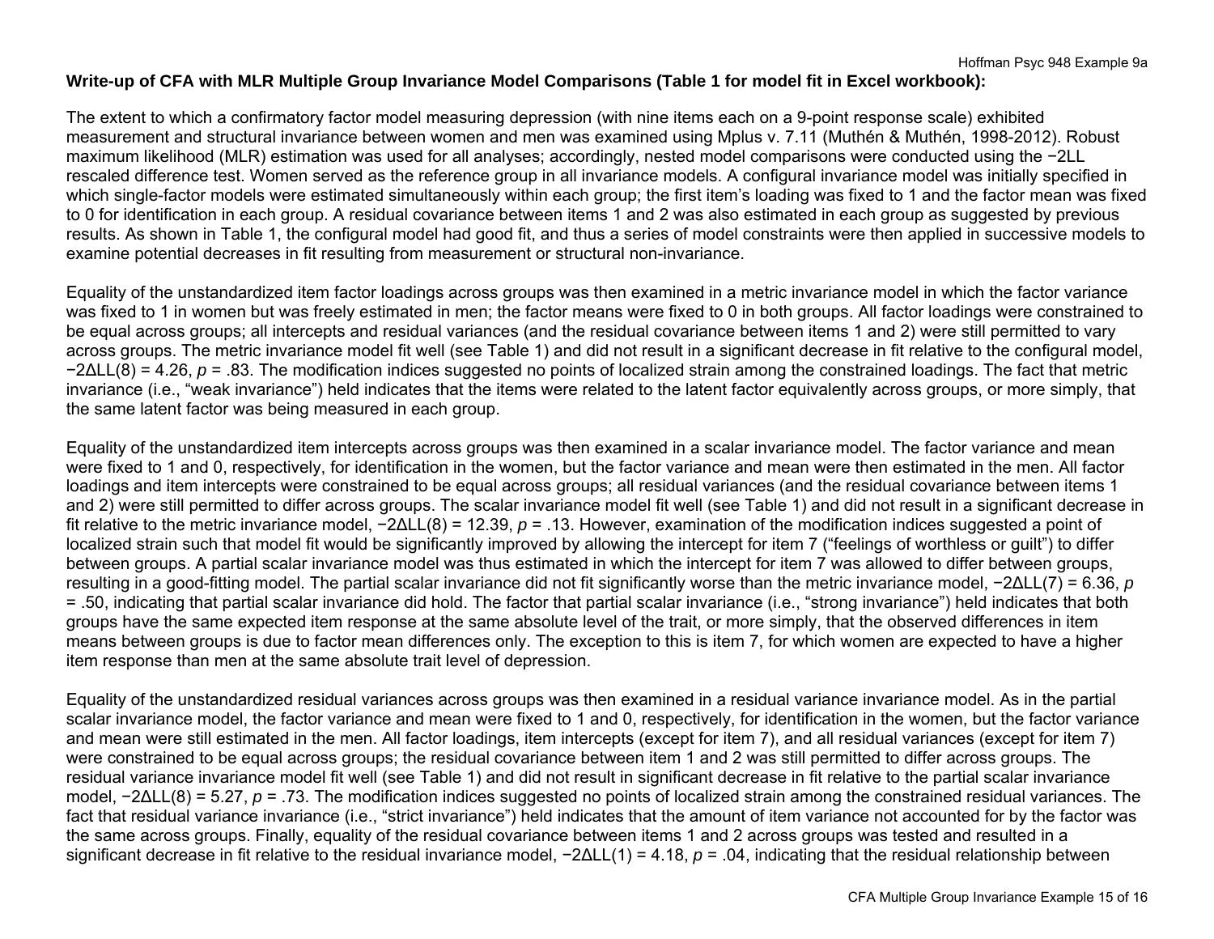**Write-up of CFA with MLR Multiple Group Invariance Model Comparisons (Table 1 for model fit in Excel workbook):**

The extent to which a confirmatory factor model measuring depression (with nine items each on a 9-point response scale) exhibited measurement and structural invariance between women and men was examined using Mplus v. 7.11 (Muthén & Muthén, 1998-2012). Robust maximum likelihood (MLR) estimation was used for all analyses; accordingly, nested model comparisons were conducted using the −2LL rescaled difference test. Women served as the reference group in all invariance models. A configural invariance model was initially specified in which single-factor models were estimated simultaneously within each group; the first item's loading was fixed to 1 and the factor mean was fixed to 0 for identification in each group. A residual covariance between items 1 and 2 was also estimated in each group as suggested by previous results. As shown in Table 1, the configural model had good fit, and thus a series of model constraints were then applied in successive models to examine potential decreases in fit resulting from measurement or structural non-invariance.

Equality of the unstandardized item factor loadings across groups was then examined in a metric invariance model in which the factor variance was fixed to 1 in women but was freely estimated in men; the factor means were fixed to 0 in both groups. All factor loadings were constrained to be equal across groups; all intercepts and residual variances (and the residual covariance between items 1 and 2) were still permitted to vary across groups. The metric invariance model fit well (see Table 1) and did not result in a significant decrease in fit relative to the configural model, $-2\Delta LL(8) = 4.26$, $p = .83$. The modification indices suggested no points of localized strain among the constrained loadings. The fact that metric invariance (i.e., "weak invariance") held indicates that the items were related to the latent factor equivalently across groups, or more simply, that the same latent factor was being measured in each group.

Equality of the unstandardized item intercepts across groups was then examined in a scalar invariance model. The factor variance and mean were fixed to 1 and 0, respectively, for identification in the women, but the factor variance and mean were then estimated in the men. All factor loadings and item intercepts were constrained to be equal across groups; all residual variances (and the residual covariance between items 1 and 2) were still permitted to differ across groups. The scalar invariance model fit well (see Table 1) and did not result in a significant decrease in fit relative to the metric invariance model, $-2\Delta LL(8) = 12.39$, $p = .13$. However, examination of the modification indices suggested a point of localized strain such that model fit would be significantly improved by allowing the intercept for item 7 ("feelings of worthless or guilt") to differ between groups. A partial scalar invariance model was thus estimated in which the intercept for item 7 was allowed to differ between groups, resulting in a good-fitting model. The partial scalar invariance did not fit significantly worse than the metric invariance model, $-2\Delta LL(7) = 6.36$, $p = .50$, indicating that partial scalar invariance did hold. The factor that partial scalar invariance (i.e., "strong invariance") held indicates that both groups have the same expected item response at the same absolute level of the trait, or more simply, that the observed differences in item means between groups is due to factor mean differences only. The exception to this is item 7, for which women are expected to have a higher item response than men at the same absolute trait level of depression.

Equality of the unstandardized residual variances across groups was then examined in a residual variance invariance model. As in the partial scalar invariance model, the factor variance and mean were fixed to 1 and 0, respectively, for identification in the women, but the factor variance and mean were still estimated in the men. All factor loadings, item intercepts (except for item 7), and all residual variances (except for item 7) were constrained to be equal across groups; the residual covariance between item 1 and 2 was still permitted to differ across groups. The residual variance invariance model fit well (see Table 1) and did not result in significant decrease in fit relative to the partial scalar invariance model, $-2\Delta LL(8) = 5.27$, $p = .73$. The modification indices suggested no points of localized strain among the constrained residual variances. The fact that residual variance invariance (i.e., "strict invariance") held indicates that the amount of item variance not accounted for by the factor was the same across groups. Finally, equality of the residual covariance between items 1 and 2 across groups was tested and resulted in a significant decrease in fit relative to the residual invariance model, $-2\Delta LL(1) = 4.18$, $p = .04$, indicating that the residual relationship between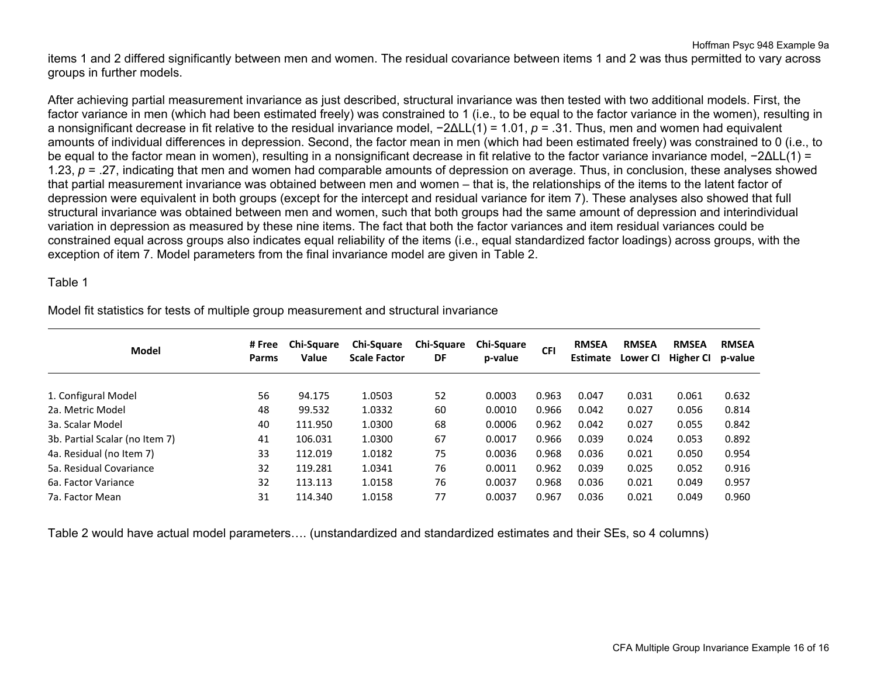items 1 and 2 differed significantly between men and women. The residual covariance between items 1 and 2 was thus permitted to vary across groups in further models.

After achieving partial measurement invariance as just described, structural invariance was then tested with two additional models. First, the factor variance in men (which had been estimated freely) was constrained to 1 (i.e., to be equal to the factor variance in the women), resulting in a nonsignificant decrease in fit relative to the residual invariance model, $-2\Delta LL(1) = 1.01$, $p = .31$. Thus, men and women had equivalent amounts of individual differences in depression. Second, the factor mean in men (which had been estimated freely) was constrained to 0 (i.e., to be equal to the factor mean in women), resulting in a nonsignificant decrease in fit relative to the factor variance invariance model, $-2\Delta LL(1) = 1.23$, $p = .27$, indicating that men and women had comparable amounts of depression on average. Thus, in conclusion, these analyses showed that partial measurement invariance was obtained between men and women – that is, the relationships of the items to the latent factor of depression were equivalent in both groups (except for the intercept and residual variance for item 7). These analyses also showed that full structural invariance was obtained between men and women, such that both groups had the same amount of depression and interindividual variation in depression as measured by these nine items. The fact that both the factor variances and item residual variances could be constrained equal across groups also indicates equal reliability of the items (i.e., equal standardized factor loadings) across groups, with the exception of item 7. Model parameters from the final invariance model are given in Table 2.

Table 1

Model fit statistics for tests of multiple group measurement and structural invariance

| Model | # Free Parms | Chi-Square Value | Chi-Square Scale Factor | Chi-Square DF | Chi-Square p-value | CFI | RMSEA Estimate | RMSEA Lower CI | RMSEA Higher CI | RMSEA p-value |
|---|---|---|---|---|---|---|---|---|---|---|
| 1. Configural Model | 56 | 94.175 | 1.0503 | 52 | 0.0003 | 0.963 | 0.047 | 0.031 | 0.061 | 0.632 |
| 2a. Metric Model | 48 | 99.532 | 1.0332 | 60 | 0.0010 | 0.966 | 0.042 | 0.027 | 0.056 | 0.814 |
| 3a. Scalar Model | 40 | 111.950 | 1.0300 | 68 | 0.0006 | 0.962 | 0.042 | 0.027 | 0.055 | 0.842 |
| 3b. Partial Scalar (no Item 7) | 41 | 106.031 | 1.0300 | 67 | 0.0017 | 0.966 | 0.039 | 0.024 | 0.053 | 0.892 |
| 4a. Residual (no Item 7) | 33 | 112.019 | 1.0182 | 75 | 0.0036 | 0.968 | 0.036 | 0.021 | 0.050 | 0.954 |
| 5a. Residual Covariance | 32 | 119.281 | 1.0341 | 76 | 0.0011 | 0.962 | 0.039 | 0.025 | 0.052 | 0.916 |
| 6a. Factor Variance | 32 | 113.113 | 1.0158 | 76 | 0.0037 | 0.968 | 0.036 | 0.021 | 0.049 | 0.957 |
| 7a. Factor Mean | 31 | 114.340 | 1.0158 | 77 | 0.0037 | 0.967 | 0.036 | 0.021 | 0.049 | 0.960 |

Table 2 would have actual model parameters…. (unstandardized and standardized estimates and their SEs, so 4 columns)